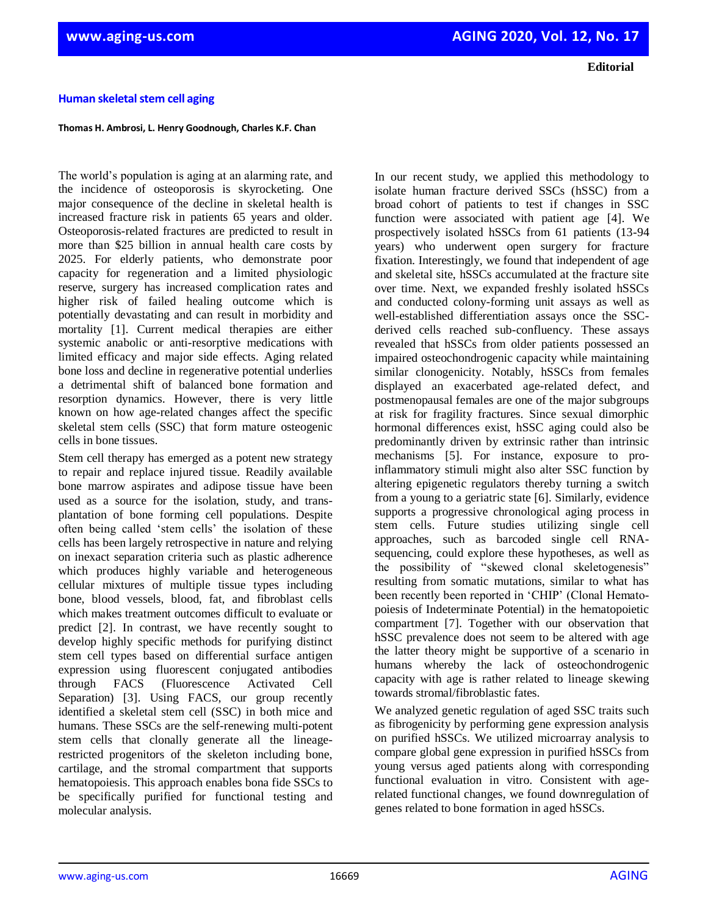**Editorial**

# Human skeletal stem cell aging

**Thomas H. Ambrosi, L. Henry Goodnough, Charles K.F. Chan**

The world's population is aging at an alarming rate, and the incidence of osteoporosis is skyrocketing. One major consequence of the decline in skeletal health is increased fracture risk in patients 65 years and older. Osteoporosis-related fractures are predicted to result in more than $25 billion in annual health care costs by 2025. For elderly patients, who demonstrate poor capacity for regeneration and a limited physiologic reserve, surgery has increased complication rates and higher risk of failed healing outcome which is potentially devastating and can result in morbidity and mortality [1]. Current medical therapies are either systemic anabolic or anti-resorptive medications with limited efficacy and major side effects. Aging related bone loss and decline in regenerative potential underlies a detrimental shift of balanced bone formation and resorption dynamics. However, there is very little known on how age-related changes affect the specific skeletal stem cells (SSC) that form mature osteogenic cells in bone tissues.

Stem cell therapy has emerged as a potent new strategy to repair and replace injured tissue. Readily available bone marrow aspirates and adipose tissue have been used as a source for the isolation, study, and transplantation of bone forming cell populations. Despite often being called 'stem cells' the isolation of these cells has been largely retrospective in nature and relying on inexact separation criteria such as plastic adherence which produces highly variable and heterogeneous cellular mixtures of multiple tissue types including bone, blood vessels, blood, fat, and fibroblast cells which makes treatment outcomes difficult to evaluate or predict [2]. In contrast, we have recently sought to develop highly specific methods for purifying distinct stem cell types based on differential surface antigen expression using fluorescent conjugated antibodies through FACS (Fluorescence Activated Cell Separation) [3]. Using FACS, our group recently identified a skeletal stem cell (SSC) in both mice and humans. These SSCs are the self-renewing multi-potent stem cells that clonally generate all the lineage-restricted progenitors of the skeleton including bone, cartilage, and the stromal compartment that supports hematopoiesis. This approach enables bona fide SSCs to be specifically purified for functional testing and molecular analysis.

In our recent study, we applied this methodology to isolate human fracture derived SSCs (hSSC) from a broad cohort of patients to test if changes in SSC function were associated with patient age [4]. We prospectively isolated hSSCs from 61 patients (13-94 years) who underwent open surgery for fracture fixation. Interestingly, we found that independent of age and skeletal site, hSSCs accumulated at the fracture site over time. Next, we expanded freshly isolated hSSCs and conducted colony-forming unit assays as well as well-established differentiation assays once the SSC-derived cells reached sub-confluency. These assays revealed that hSSCs from older patients possessed an impaired osteochondrogenic capacity while maintaining similar clonogenicity. Notably, hSSCs from females displayed an exacerbated age-related defect, and postmenopausal females are one of the major subgroups at risk for fragility fractures. Since sexual dimorphic hormonal differences exist, hSSC aging could also be predominantly driven by extrinsic rather than intrinsic mechanisms [5]. For instance, exposure to pro-inflammatory stimuli might also alter SSC function by altering epigenetic regulators thereby turning a switch from a young to a geriatric state [6]. Similarly, evidence supports a progressive chronological aging process in stem cells. Future studies utilizing single cell approaches, such as barcoded single cell RNA-sequencing, could explore these hypotheses, as well as the possibility of "skewed clonal skeletogenesis" resulting from somatic mutations, similar to what has been recently been reported in 'CHIP' (Clonal Hematopoiesis of Indeterminate Potential) in the hematopoietic compartment [7]. Together with our observation that hSSC prevalence does not seem to be altered with age the latter theory might be supportive of a scenario in humans whereby the lack of osteochondrogenic capacity with age is rather related to lineage skewing towards stromal/fibroblastic fates.

We analyzed genetic regulation of aged SSC traits such as fibrogenicity by performing gene expression analysis on purified hSSCs. We utilized microarray analysis to compare global gene expression in purified hSSCs from young versus aged patients along with corresponding functional evaluation in vitro. Consistent with age-related functional changes, we found downregulation of genes related to bone formation in aged hSSCs.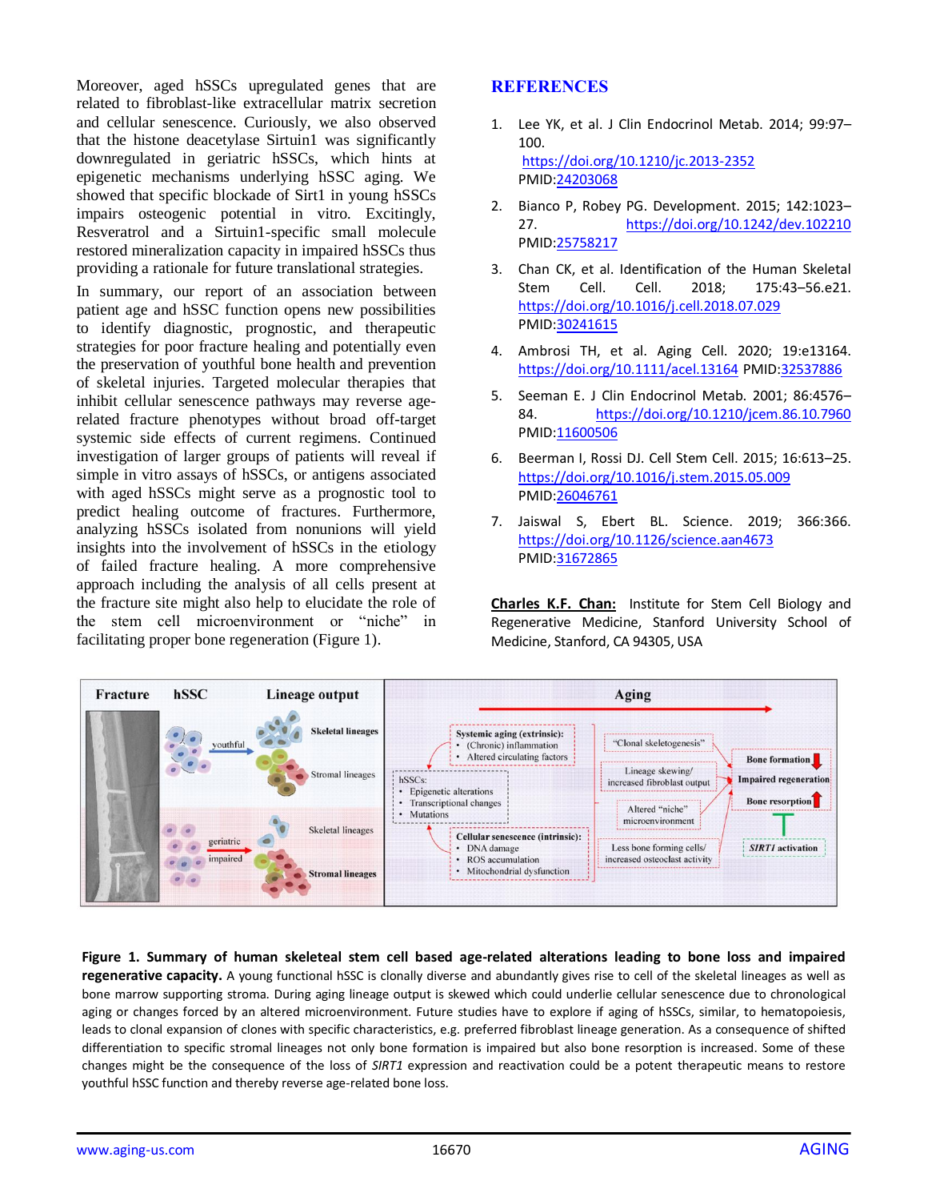Moreover, aged hSSCs upregulated genes that are related to fibroblast-like extracellular matrix secretion and cellular senescence. Curiously, we also observed that the histone deacetylase Sirtuin1 was significantly downregulated in geriatric hSSCs, which hints at epigenetic mechanisms underlying hSSC aging. We showed that specific blockade of Sirt1 in young hSSCs impairs osteogenic potential in vitro. Excitingly, Resveratrol and a Sirtuin1-specific small molecule restored mineralization capacity in impaired hSSCs thus providing a rationale for future translational strategies.

In summary, our report of an association between patient age and hSSC function opens new possibilities to identify diagnostic, prognostic, and therapeutic strategies for poor fracture healing and potentially even the preservation of youthful bone health and prevention of skeletal injuries. Targeted molecular therapies that inhibit cellular senescence pathways may reverse age-related fracture phenotypes without broad off-target systemic side effects of current regimens. Continued investigation of larger groups of patients will reveal if simple in vitro assays of hSSCs, or antigens associated with aged hSSCs might serve as a prognostic tool to predict healing outcome of fractures. Furthermore, analyzing hSSCs isolated from nonunions will yield insights into the involvement of hSSCs in the etiology of failed fracture healing. A more comprehensive approach including the analysis of all cells present at the fracture site might also help to elucidate the role of the stem cell microenvironment or "niche" in facilitating proper bone regeneration (Figure 1).

## REFERENCES

1. Lee YK, et al. J Clin Endocrinol Metab. 2014; 99:97–100. https://doi.org/10.1210/jc.2013-2352 PMID:24203068
2. Bianco P, Robey PG. Development. 2015; 142:1023–27. https://doi.org/10.1242/dev.102210 PMID:25758217
3. Chan CK, et al. Identification of the Human Skeletal Stem Cell. Cell. 2018; 175:43–56.e21. https://doi.org/10.1016/j.cell.2018.07.029 PMID:30241615
4. Ambrosi TH, et al. Aging Cell. 2020; 19:e13164. https://doi.org/10.1111/acel.13164 PMID:32537886
5. Seeman E. J Clin Endocrinol Metab. 2001; 86:4576–84. https://doi.org/10.1210/jcem.86.10.7960 PMID:11600506
6. Beerman I, Rossi DJ. Cell Stem Cell. 2015; 16:613–25. https://doi.org/10.1016/j.stem.2015.05.009 PMID:26046761
7. Jaiswal S, Ebert BL. Science. 2019; 366:366. https://doi.org/10.1126/science.aan4673 PMID:31672865

**Charles K.F. Chan:** Institute for Stem Cell Biology and Regenerative Medicine, Stanford University School of Medicine, Stanford, CA 94305, USA

**Figure 1. Summary of human skeleteal stem cell based age-related alterations leading to bone loss and impaired regenerative capacity.** A young functional hSSC is clonally diverse and abundantly gives rise to cell of the skeletal lineages as well as bone marrow supporting stroma. During aging lineage output is skewed which could underlie cellular senescence due to chronological aging or changes forced by an altered microenvironment. Future studies have to explore if aging of hSSCs, similar, to hematopoiesis, leads to clonal expansion of clones with specific characteristics, e.g. preferred fibroblast lineage generation. As a consequence of shifted differentiation to specific stromal lineages not only bone formation is impaired but also bone resorption is increased. Some of these changes might be the consequence of the loss of *SIRT1* expression and reactivation could be a potent therapeutic means to restore youthful hSSC function and thereby reverse age-related bone loss.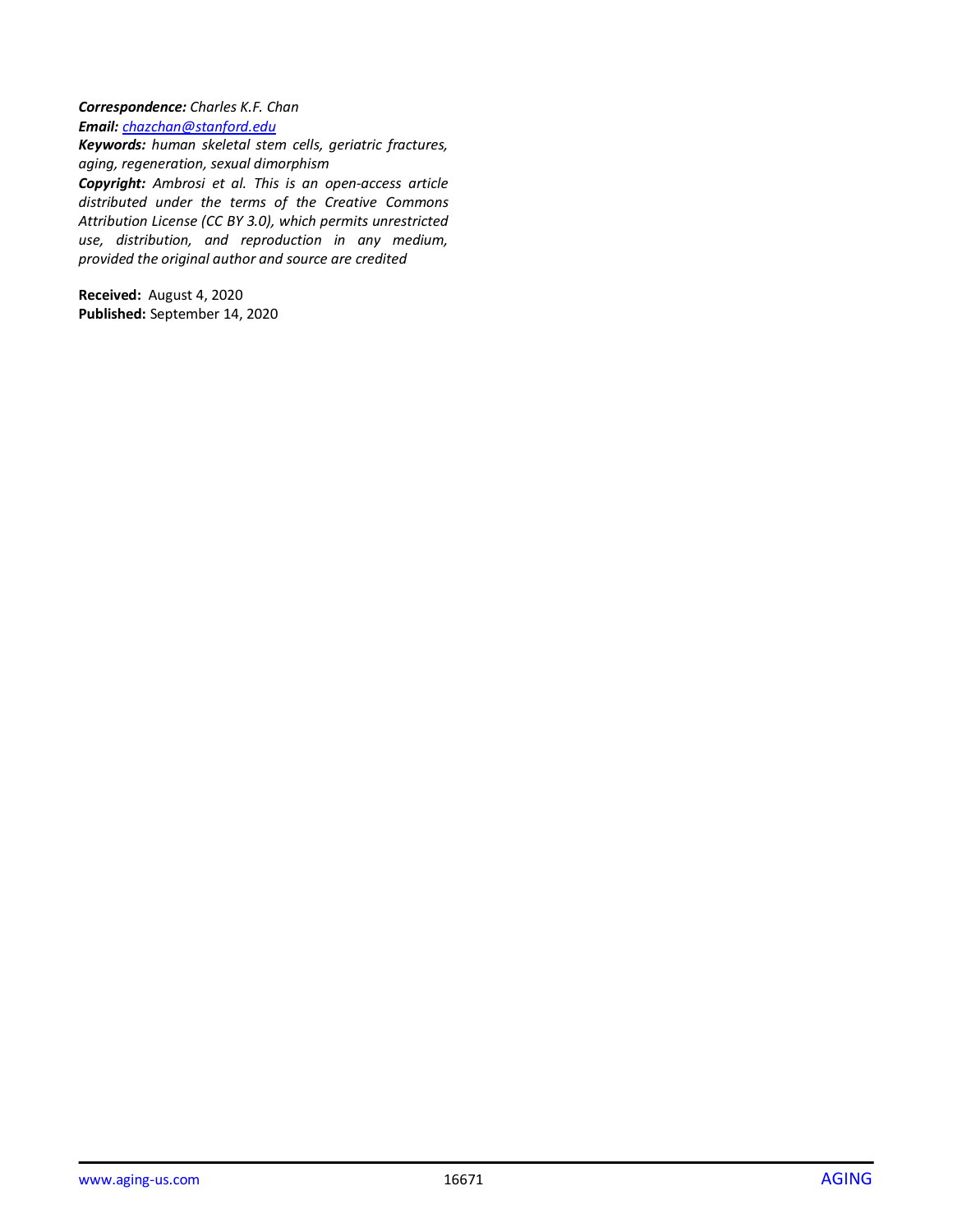***Correspondence:*** *Charles K.F. Chan*
***Email:*** *chazchan@stanford.edu*
***Keywords:*** *human skeletal stem cells, geriatric fractures, aging, regeneration, sexual dimorphism*
***Copyright:*** *Ambrosi et al. This is an open-access article distributed under the terms of the Creative Commons Attribution License (CC BY 3.0), which permits unrestricted use, distribution, and reproduction in any medium, provided the original author and source are credited*

**Received:** August 4, 2020
**Published:** September 14, 2020